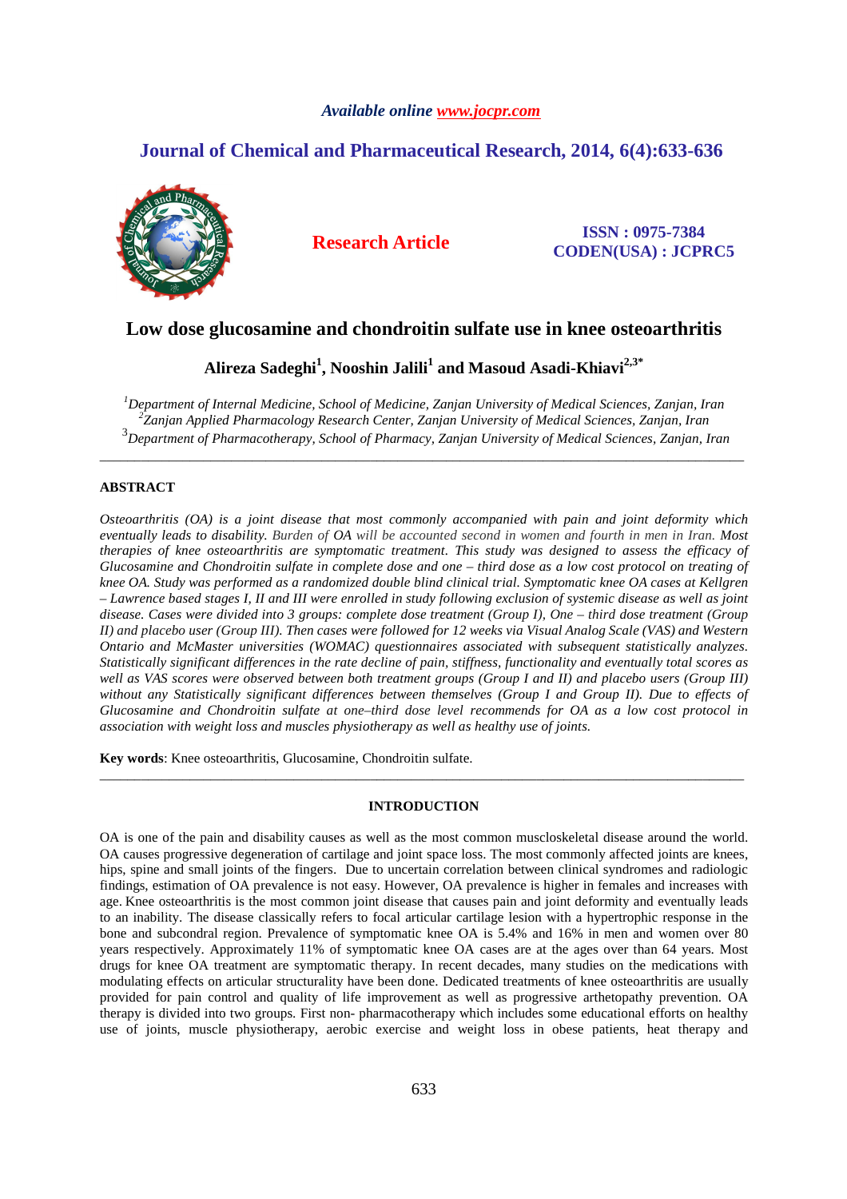*Available online www.jocpr.com*

# Journal of Chemical and Pharmaceutical Research, 2014, 6(4):633-636

**Research Article**

**ISSN : 0975-7384**
**CODEN(USA) : JCPRC5**

# Low dose glucosamine and chondroitin sulfate use in knee osteoarthritis

**Alireza Sadeghi[1], Nooshin Jalili[1] and Masoud Asadi-Khiavi[2,3*]**

*[1]Department of Internal Medicine, School of Medicine, Zanjan University of Medical Sciences, Zanjan, Iran*
*[2]Zanjan Applied Pharmacology Research Center, Zanjan University of Medical Sciences, Zanjan, Iran*
*[3]Department of Pharmacotherapy, School of Pharmacy, Zanjan University of Medical Sciences, Zanjan, Iran*

---

## ABSTRACT

*Osteoarthritis (OA) is a joint disease that most commonly accompanied with pain and joint deformity which eventually leads to disability. Burden of OA will be accounted second in women and fourth in men in Iran. Most therapies of knee osteoarthritis are symptomatic treatment. This study was designed to assess the efficacy of Glucosamine and Chondroitin sulfate in complete dose and one – third dose as a low cost protocol on treating of knee OA. Study was performed as a randomized double blind clinical trial. Symptomatic knee OA cases at Kellgren – Lawrence based stages I, II and III were enrolled in study following exclusion of systemic disease as well as joint disease. Cases were divided into 3 groups: complete dose treatment (Group I), One – third dose treatment (Group II) and placebo user (Group III). Then cases were followed for 12 weeks via Visual Analog Scale (VAS) and Western Ontario and McMaster universities (WOMAC) questionnaires associated with subsequent statistically analyzes. Statistically significant differences in the rate decline of pain, stiffness, functionality and eventually total scores as well as VAS scores were observed between both treatment groups (Group I and II) and placebo users (Group III) without any Statistically significant differences between themselves (Group I and Group II). Due to effects of Glucosamine and Chondroitin sulfate at one–third dose level recommends for OA as a low cost protocol in association with weight loss and muscles physiotherapy as well as healthy use of joints.*

**Key words**: Knee osteoarthritis, Glucosamine, Chondroitin sulfate.

---

## INTRODUCTION

OA is one of the pain and disability causes as well as the most common muscloskeletal disease around the world. OA causes progressive degeneration of cartilage and joint space loss. The most commonly affected joints are knees, hips, spine and small joints of the fingers. Due to uncertain correlation between clinical syndromes and radiologic findings, estimation of OA prevalence is not easy. However, OA prevalence is higher in females and increases with age. Knee osteoarthritis is the most common joint disease that causes pain and joint deformity and eventually leads to an inability. The disease classically refers to focal articular cartilage lesion with a hypertrophic response in the bone and subcondral region. Prevalence of symptomatic knee OA is 5.4% and 16% in men and women over 80 years respectively. Approximately 11% of symptomatic knee OA cases are at the ages over than 64 years. Most drugs for knee OA treatment are symptomatic therapy. In recent decades, many studies on the medications with modulating effects on articular structurality have been done. Dedicated treatments of knee osteoarthritis are usually provided for pain control and quality of life improvement as well as progressive arthetopathy prevention. OA therapy is divided into two groups. First non- pharmacotherapy which includes some educational efforts on healthy use of joints, muscle physiotherapy, aerobic exercise and weight loss in obese patients, heat therapy and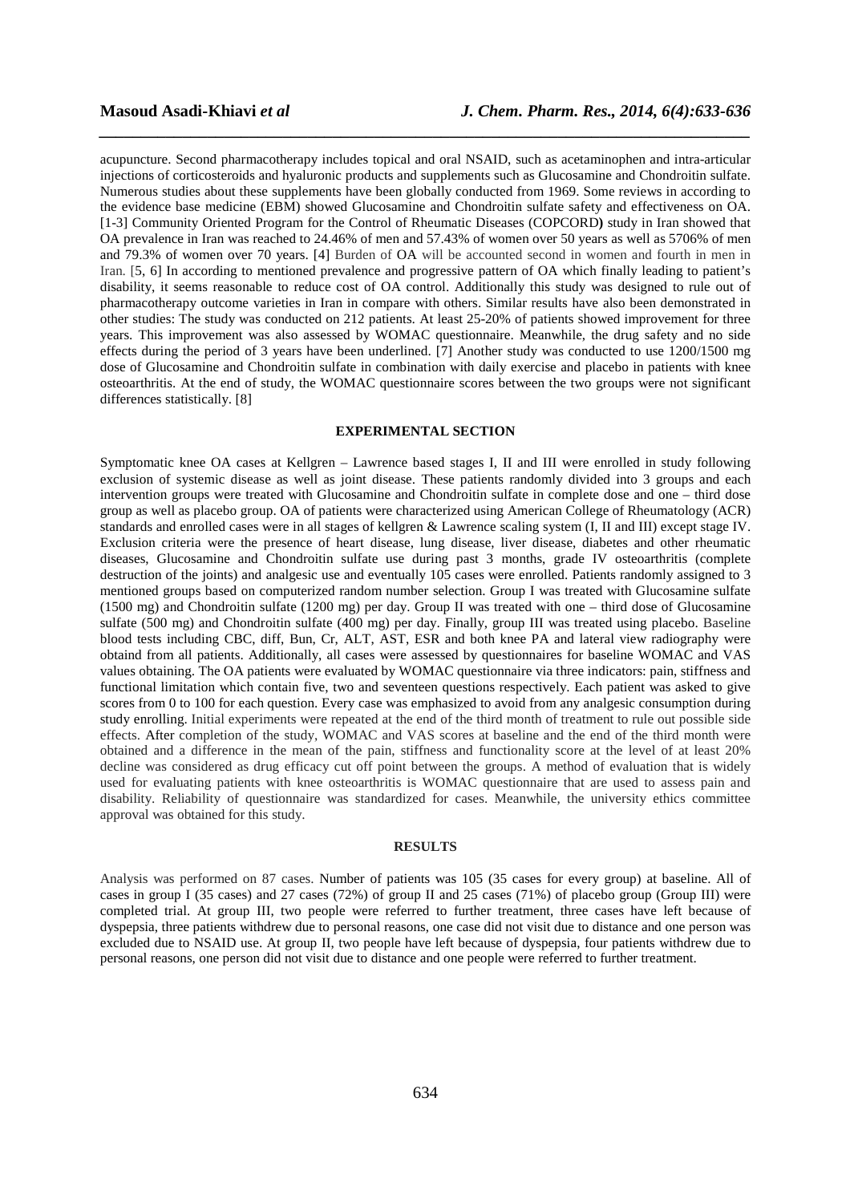acupuncture. Second pharmacotherapy includes topical and oral NSAID, such as acetaminophen and intra-articular injections of corticosteroids and hyaluronic products and supplements such as Glucosamine and Chondroitin sulfate. Numerous studies about these supplements have been globally conducted from 1969. Some reviews in according to the evidence base medicine (EBM) showed Glucosamine and Chondroitin sulfate safety and effectiveness on OA. [1-3] Community Oriented Program for the Control of Rheumatic Diseases (COPCORD**)** study in Iran showed that OA prevalence in Iran was reached to 24.46% of men and 57.43% of women over 50 years as well as 5706% of men and 79.3% of women over 70 years. [4] Burden of OA will be accounted second in women and fourth in men in Iran. [5, 6] In according to mentioned prevalence and progressive pattern of OA which finally leading to patient's disability, it seems reasonable to reduce cost of OA control. Additionally this study was designed to rule out of pharmacotherapy outcome varieties in Iran in compare with others. Similar results have also been demonstrated in other studies: The study was conducted on 212 patients. At least 25-20% of patients showed improvement for three years. This improvement was also assessed by WOMAC questionnaire. Meanwhile, the drug safety and no side effects during the period of 3 years have been underlined. [7] Another study was conducted to use 1200/1500 mg dose of Glucosamine and Chondroitin sulfate in combination with daily exercise and placebo in patients with knee osteoarthritis. At the end of study, the WOMAC questionnaire scores between the two groups were not significant differences statistically. [8]

## EXPERIMENTAL SECTION

Symptomatic knee OA cases at Kellgren – Lawrence based stages I, II and III were enrolled in study following exclusion of systemic disease as well as joint disease. These patients randomly divided into 3 groups and each intervention groups were treated with Glucosamine and Chondroitin sulfate in complete dose and one – third dose group as well as placebo group. OA of patients were characterized using American College of Rheumatology (ACR) standards and enrolled cases were in all stages of kellgren & Lawrence scaling system (I, II and III) except stage IV. Exclusion criteria were the presence of heart disease, lung disease, liver disease, diabetes and other rheumatic diseases, Glucosamine and Chondroitin sulfate use during past 3 months, grade IV osteoarthritis (complete destruction of the joints) and analgesic use and eventually 105 cases were enrolled. Patients randomly assigned to 3 mentioned groups based on computerized random number selection. Group I was treated with Glucosamine sulfate (1500 mg) and Chondroitin sulfate (1200 mg) per day. Group II was treated with one – third dose of Glucosamine sulfate (500 mg) and Chondroitin sulfate (400 mg) per day. Finally, group III was treated using placebo. Baseline blood tests including CBC, diff, Bun, Cr, ALT, AST, ESR and both knee PA and lateral view radiography were obtaind from all patients. Additionally, all cases were assessed by questionnaires for baseline WOMAC and VAS values obtaining. The OA patients were evaluated by WOMAC questionnaire via three indicators: pain, stiffness and functional limitation which contain five, two and seventeen questions respectively. Each patient was asked to give scores from 0 to 100 for each question. Every case was emphasized to avoid from any analgesic consumption during study enrolling. Initial experiments were repeated at the end of the third month of treatment to rule out possible side effects. After completion of the study, WOMAC and VAS scores at baseline and the end of the third month were obtained and a difference in the mean of the pain, stiffness and functionality score at the level of at least 20% decline was considered as drug efficacy cut off point between the groups. A method of evaluation that is widely used for evaluating patients with knee osteoarthritis is WOMAC questionnaire that are used to assess pain and disability. Reliability of questionnaire was standardized for cases. Meanwhile, the university ethics committee approval was obtained for this study.

## RESULTS

Analysis was performed on 87 cases. Number of patients was 105 (35 cases for every group) at baseline. All of cases in group I (35 cases) and 27 cases (72%) of group II and 25 cases (71%) of placebo group (Group III) were completed trial. At group III, two people were referred to further treatment, three cases have left because of dyspepsia, three patients withdrew due to personal reasons, one case did not visit due to distance and one person was excluded due to NSAID use. At group II, two people have left because of dyspepsia, four patients withdrew due to personal reasons, one person did not visit due to distance and one people were referred to further treatment.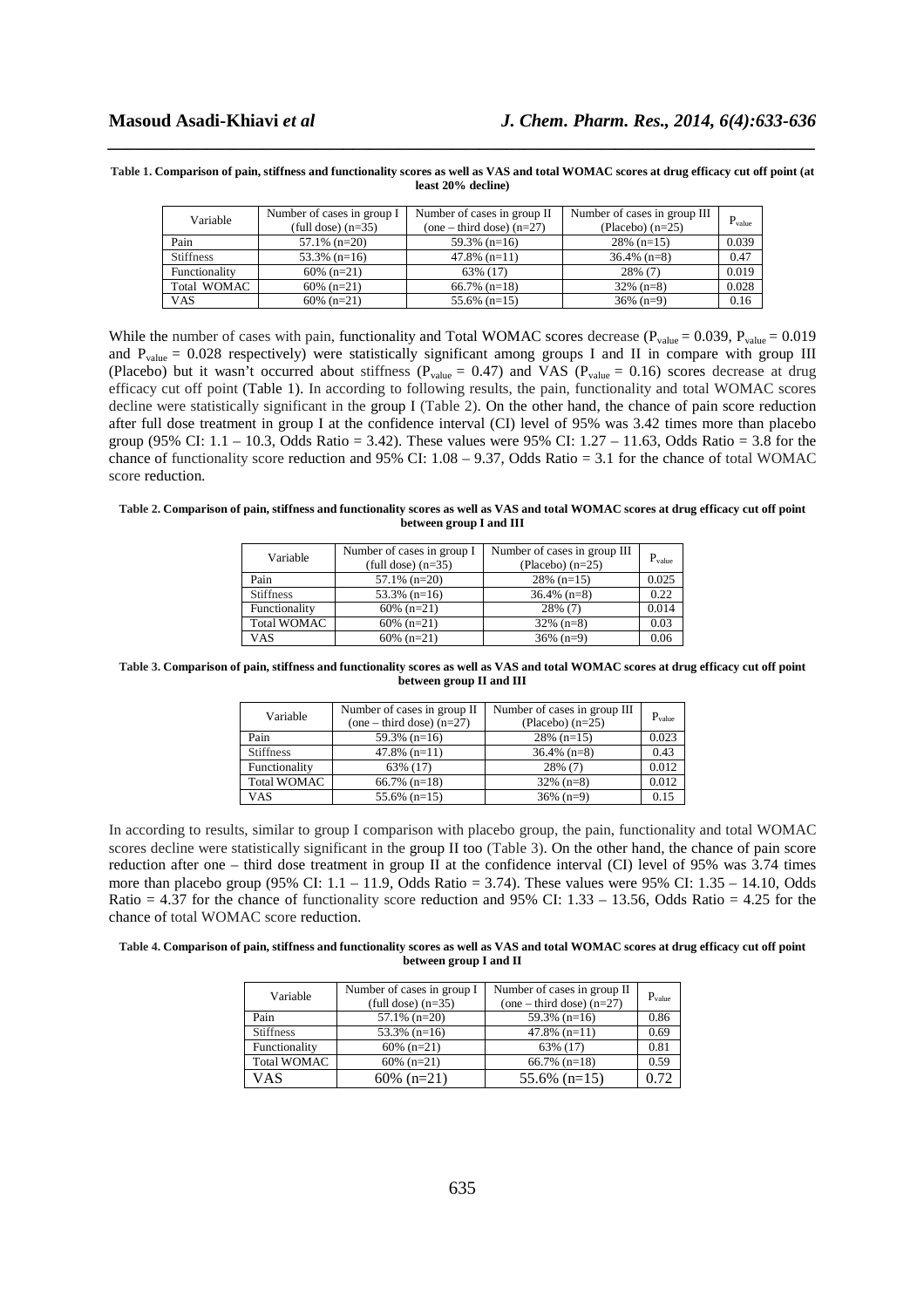**Table 1. Comparison of pain, stiffness and functionality scores as well as VAS and total WOMAC scores at drug efficacy cut off point (at least 20% decline)**

| Variable | Number of cases in group I (full dose) (n=35) | Number of cases in group II (one – third dose) (n=27) | Number of cases in group III (Placebo) (n=25) | $P_{value}$ |
|---|---|---|---|---|
| Pain | 57.1% (n=20) | 59.3% (n=16) | 28% (n=15) | 0.039 |
| Stiffness | 53.3% (n=16) | 47.8% (n=11) | 36.4% (n=8) | 0.47 |
| Functionality | 60% (n=21) | 63% (17) | 28% (7) | 0.019 |
| Total WOMAC | 60% (n=21) | 66.7% (n=18) | 32% (n=8) | 0.028 |
| VAS | 60% (n=21) | 55.6% (n=15) | 36% (n=9) | 0.16 |

While the number of cases with pain, functionality and Total WOMAC scores decrease ($P_{value} = 0.039$, $P_{value} = 0.019$ and $P_{value} = 0.028$ respectively) were statistically significant among groups I and II in compare with group III (Placebo) but it wasn't occurred about stiffness ($P_{value} = 0.47$) and VAS ($P_{value} = 0.16$) scores decrease at drug efficacy cut off point (Table 1). In according to following results, the pain, functionality and total WOMAC scores decline were statistically significant in the group I (Table 2). On the other hand, the chance of pain score reduction after full dose treatment in group I at the confidence interval (CI) level of 95% was 3.42 times more than placebo group (95% CI: 1.1 – 10.3, Odds Ratio = 3.42). These values were 95% CI: 1.27 – 11.63, Odds Ratio = 3.8 for the chance of functionality score reduction and 95% CI: 1.08 – 9.37, Odds Ratio = 3.1 for the chance of total WOMAC score reduction.

**Table 2. Comparison of pain, stiffness and functionality scores as well as VAS and total WOMAC scores at drug efficacy cut off point between group I and III**

| Variable | Number of cases in group I (full dose) (n=35) | Number of cases in group III (Placebo) (n=25) | $P_{value}$ |
|---|---|---|---|
| Pain | 57.1% (n=20) | 28% (n=15) | 0.025 |
| Stiffness | 53.3% (n=16) | 36.4% (n=8) | 0.22 |
| Functionality | 60% (n=21) | 28% (7) | 0.014 |
| Total WOMAC | 60% (n=21) | 32% (n=8) | 0.03 |
| VAS | 60% (n=21) | 36% (n=9) | 0.06 |

**Table 3. Comparison of pain, stiffness and functionality scores as well as VAS and total WOMAC scores at drug efficacy cut off point between group II and III**

| Variable | Number of cases in group II (one – third dose) (n=27) | Number of cases in group III (Placebo) (n=25) | $P_{value}$ |
|---|---|---|---|
| Pain | 59.3% (n=16) | 28% (n=15) | 0.023 |
| Stiffness | 47.8% (n=11) | 36.4% (n=8) | 0.43 |
| Functionality | 63% (17) | 28% (7) | 0.012 |
| Total WOMAC | 66.7% (n=18) | 32% (n=8) | 0.012 |
| VAS | 55.6% (n=15) | 36% (n=9) | 0.15 |

In according to results, similar to group I comparison with placebo group, the pain, functionality and total WOMAC scores decline were statistically significant in the group II too (Table 3). On the other hand, the chance of pain score reduction after one – third dose treatment in group II at the confidence interval (CI) level of 95% was 3.74 times more than placebo group (95% CI: 1.1 – 11.9, Odds Ratio = 3.74). These values were 95% CI: 1.35 – 14.10, Odds Ratio = 4.37 for the chance of functionality score reduction and 95% CI: 1.33 – 13.56, Odds Ratio = 4.25 for the chance of total WOMAC score reduction.

**Table 4. Comparison of pain, stiffness and functionality scores as well as VAS and total WOMAC scores at drug efficacy cut off point between group I and II**

| Variable | Number of cases in group I (full dose) (n=35) | Number of cases in group II (one – third dose) (n=27) | $P_{value}$ |
|---|---|---|---|
| Pain | 57.1% (n=20) | 59.3% (n=16) | 0.86 |
| Stiffness | 53.3% (n=16) | 47.8% (n=11) | 0.69 |
| Functionality | 60% (n=21) | 63% (17) | 0.81 |
| Total WOMAC | 60% (n=21) | 66.7% (n=18) | 0.59 |
| VAS | 60% (n=21) | 55.6% (n=15) | 0.72 |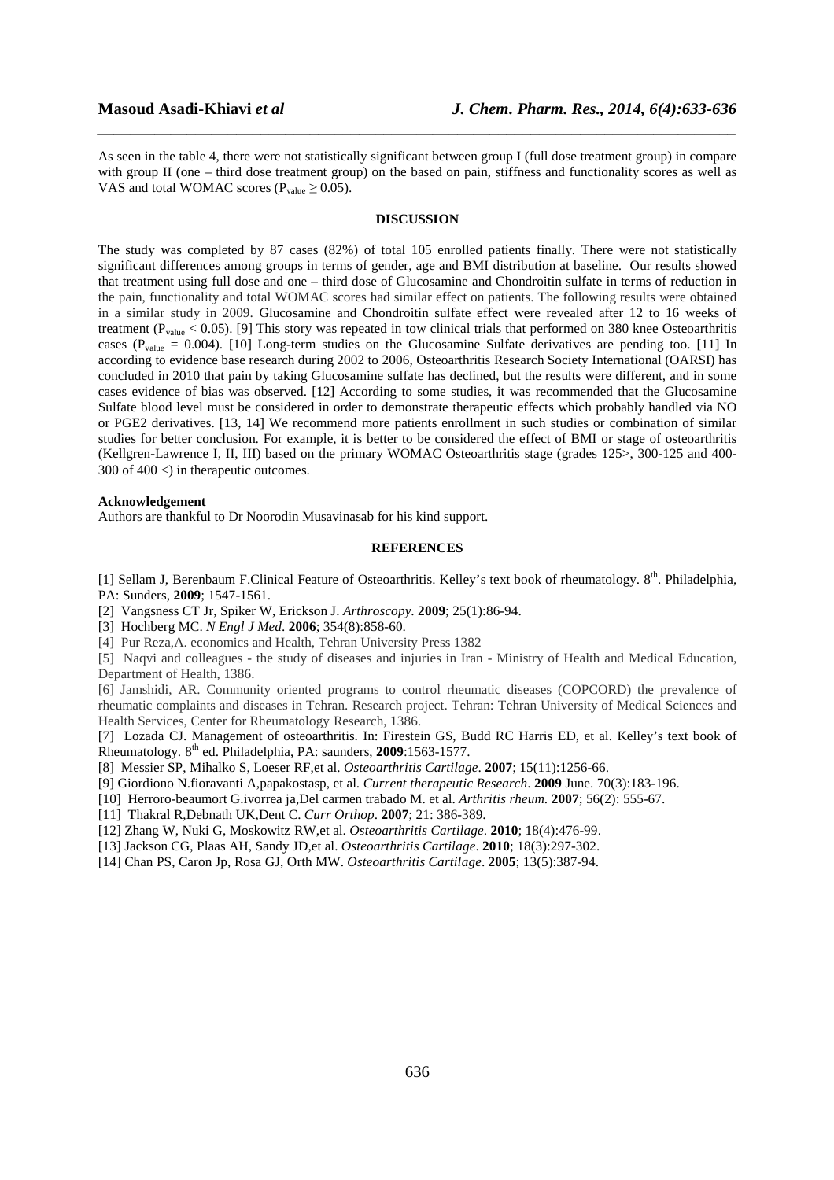As seen in the table 4, there were not statistically significant between group I (full dose treatment group) in compare with group II (one – third dose treatment group) on the based on pain, stiffness and functionality scores as well as VAS and total WOMAC scores ($P_{value} \geq 0.05$).

## DISCUSSION

The study was completed by 87 cases (82%) of total 105 enrolled patients finally. There were not statistically significant differences among groups in terms of gender, age and BMI distribution at baseline. Our results showed that treatment using full dose and one – third dose of Glucosamine and Chondroitin sulfate in terms of reduction in the pain, functionality and total WOMAC scores had similar effect on patients. The following results were obtained in a similar study in 2009. Glucosamine and Chondroitin sulfate effect were revealed after 12 to 16 weeks of treatment ($P_{value} < 0.05$). [9] This story was repeated in tow clinical trials that performed on 380 knee Osteoarthritis cases ($P_{value} = 0.004$). [10] Long-term studies on the Glucosamine Sulfate derivatives are pending too. [11] In according to evidence base research during 2002 to 2006, Osteoarthritis Research Society International (OARSI) has concluded in 2010 that pain by taking Glucosamine sulfate has declined, but the results were different, and in some cases evidence of bias was observed. [12] According to some studies, it was recommended that the Glucosamine Sulfate blood level must be considered in order to demonstrate therapeutic effects which probably handled via NO or PGE2 derivatives. [13, 14] We recommend more patients enrollment in such studies or combination of similar studies for better conclusion. For example, it is better to be considered the effect of BMI or stage of osteoarthritis (Kellgren-Lawrence I, II, III) based on the primary WOMAC Osteoarthritis stage (grades 125>, 300-125 and 400-300 of 400 <) in therapeutic outcomes.

**Acknowledgement**

Authors are thankful to Dr Noorodin Musavinasab for his kind support.

## REFERENCES

[1] Sellam J, Berenbaum F.Clinical Feature of Osteoarthritis. Kelley's text book of rheumatology. 8th. Philadelphia, PA: Sunders, **2009**; 1547-1561.

[2] Vangsness CT Jr, Spiker W, Erickson J. *Arthroscopy*. **2009**; 25(1):86-94.

[3] Hochberg MC. *N Engl J Med*. **2006**; 354(8):858-60.

[4] Pur Reza,A. economics and Health, Tehran University Press 1382

[5] Naqvi and colleagues - the study of diseases and injuries in Iran - Ministry of Health and Medical Education, Department of Health, 1386.

[6] Jamshidi, AR. Community oriented programs to control rheumatic diseases (COPCORD) the prevalence of rheumatic complaints and diseases in Tehran. Research project. Tehran: Tehran University of Medical Sciences and Health Services, Center for Rheumatology Research, 1386.

[7] Lozada CJ. Management of osteoarthritis. In: Firestein GS, Budd RC Harris ED, et al. Kelley's text book of Rheumatology. 8th ed. Philadelphia, PA: saunders, **2009**:1563-1577.

[8] Messier SP, Mihalko S, Loeser RF,et al. *Osteoarthritis Cartilage*. **2007**; 15(11):1256-66.

[9] Giordiono N.fioravanti A,papakostasp, et al. *Current therapeutic Research*. **2009** June. 70(3):183-196.

[10] Herroro-beaumort G.ivorrea ja,Del carmen trabado M. et al. *Arthritis rheum*. **2007**; 56(2): 555-67.

[11] Thakral R,Debnath UK,Dent C. *Curr Orthop*. **2007**; 21: 386-389.

[12] Zhang W, Nuki G, Moskowitz RW,et al. *Osteoarthritis Cartilage*. **2010**; 18(4):476-99.

[13] Jackson CG, Plaas AH, Sandy JD,et al. *Osteoarthritis Cartilage*. **2010**; 18(3):297-302.

[14] Chan PS, Caron Jp, Rosa GJ, Orth MW. *Osteoarthritis Cartilage*. **2005**; 13(5):387-94.